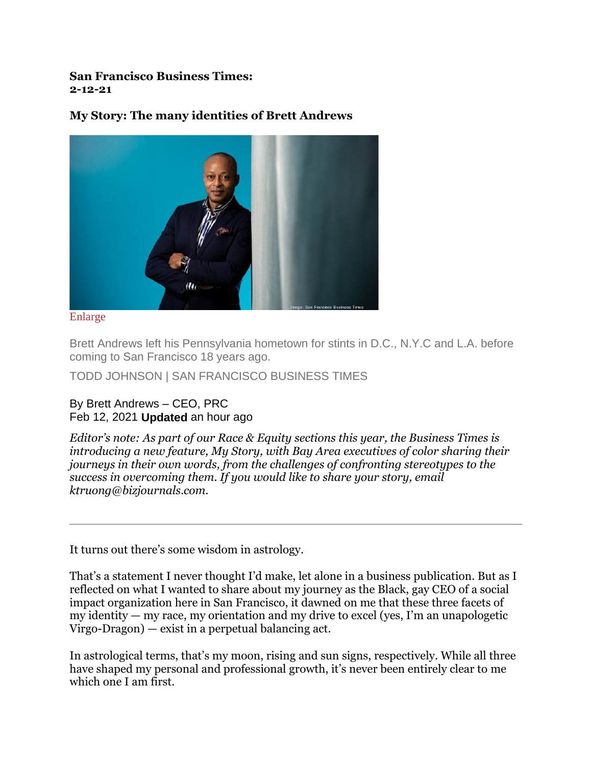**San Francisco Business Times:**
**2-12-21**

## My Story: The many identities of Brett Andrews

Enlarge

Brett Andrews left his Pennsylvania hometown for stints in D.C., N.Y.C and L.A. before coming to San Francisco 18 years ago.

TODD JOHNSON | SAN FRANCISCO BUSINESS TIMES

By Brett Andrews – CEO, PRC
Feb 12, 2021 **Updated** an hour ago

*Editor's note: As part of our Race & Equity sections this year, the Business Times is introducing a new feature, My Story, with Bay Area executives of color sharing their journeys in their own words, from the challenges of confronting stereotypes to the success in overcoming them. If you would like to share your story, email ktruong@bizjournals.com.*

---

It turns out there's some wisdom in astrology.

That's a statement I never thought I'd make, let alone in a business publication. But as I reflected on what I wanted to share about my journey as the Black, gay CEO of a social impact organization here in San Francisco, it dawned on me that these three facets of my identity — my race, my orientation and my drive to excel (yes, I'm an unapologetic Virgo-Dragon) — exist in a perpetual balancing act.

In astrological terms, that's my moon, rising and sun signs, respectively. While all three have shaped my personal and professional growth, it's never been entirely clear to me which one I am first.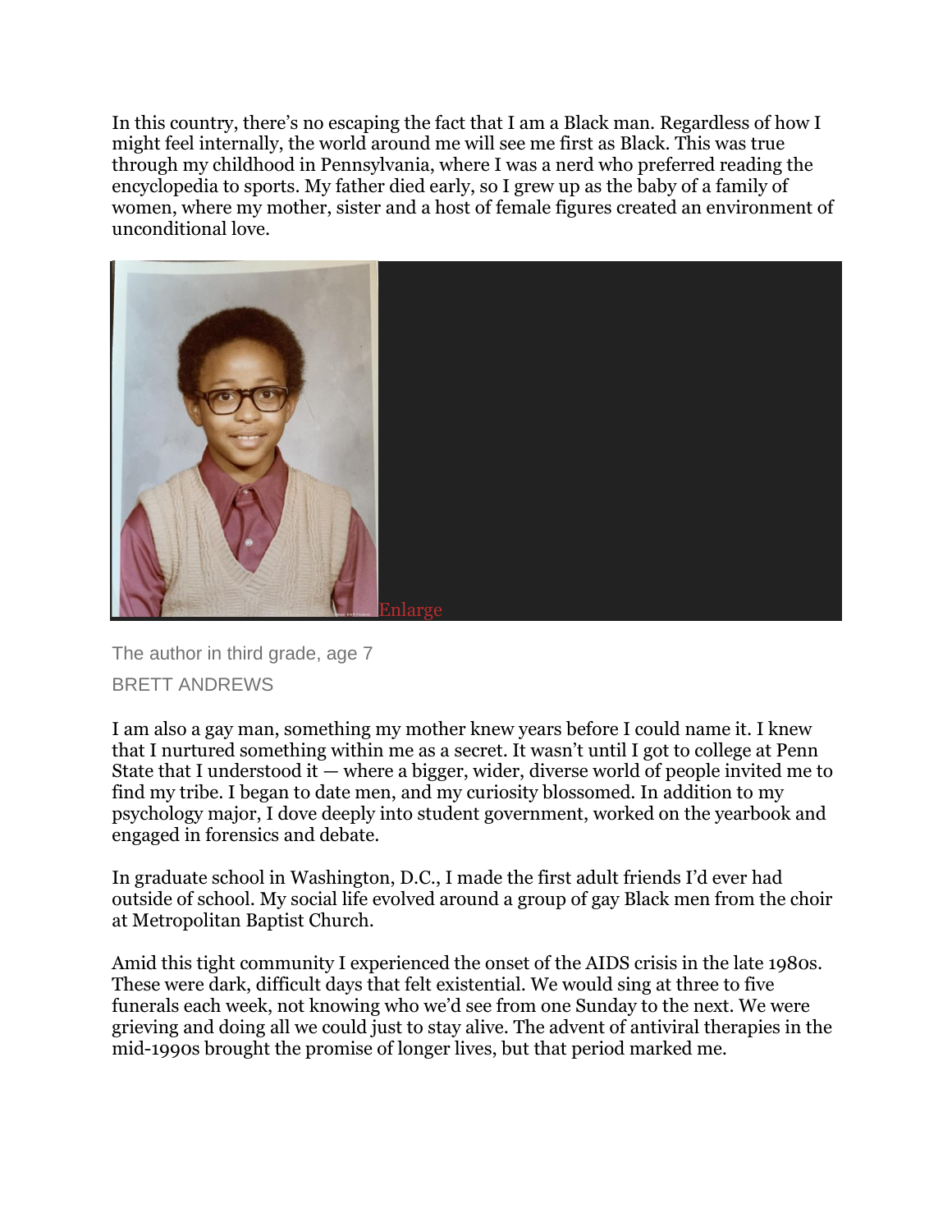In this country, there's no escaping the fact that I am a Black man. Regardless of how I might feel internally, the world around me will see me first as Black. This was true through my childhood in Pennsylvania, where I was a nerd who preferred reading the encyclopedia to sports. My father died early, so I grew up as the baby of a family of women, where my mother, sister and a host of female figures created an environment of unconditional love.

Enlarge

The author in third grade, age 7

BRETT ANDREWS

I am also a gay man, something my mother knew years before I could name it. I knew that I nurtured something within me as a secret. It wasn't until I got to college at Penn State that I understood it — where a bigger, wider, diverse world of people invited me to find my tribe. I began to date men, and my curiosity blossomed. In addition to my psychology major, I dove deeply into student government, worked on the yearbook and engaged in forensics and debate.

In graduate school in Washington, D.C., I made the first adult friends I'd ever had outside of school. My social life evolved around a group of gay Black men from the choir at Metropolitan Baptist Church.

Amid this tight community I experienced the onset of the AIDS crisis in the late 1980s. These were dark, difficult days that felt existential. We would sing at three to five funerals each week, not knowing who we'd see from one Sunday to the next. We were grieving and doing all we could just to stay alive. The advent of antiviral therapies in the mid-1990s brought the promise of longer lives, but that period marked me.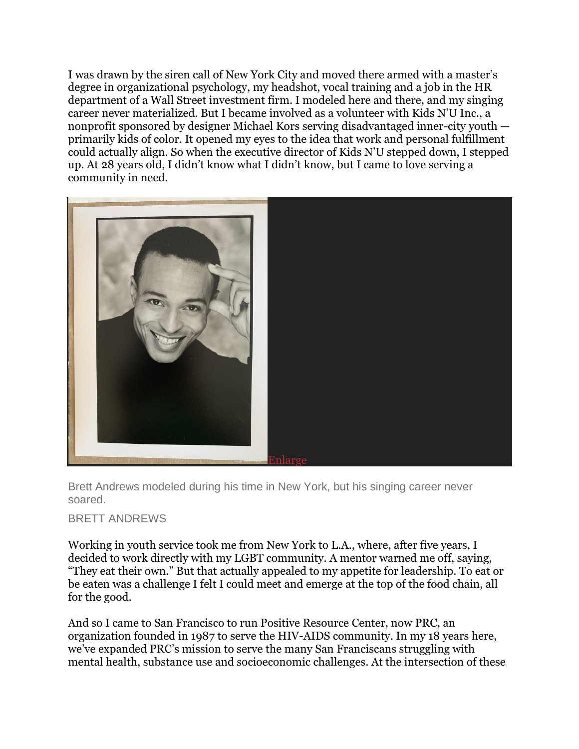I was drawn by the siren call of New York City and moved there armed with a master's degree in organizational psychology, my headshot, vocal training and a job in the HR department of a Wall Street investment firm. I modeled here and there, and my singing career never materialized. But I became involved as a volunteer with Kids N'U Inc., a nonprofit sponsored by designer Michael Kors serving disadvantaged inner-city youth — primarily kids of color. It opened my eyes to the idea that work and personal fulfillment could actually align. So when the executive director of Kids N'U stepped down, I stepped up. At 28 years old, I didn't know what I didn't know, but I came to love serving a community in need.

Enlarge

Brett Andrews modeled during his time in New York, but his singing career never soared.

BRETT ANDREWS

Working in youth service took me from New York to L.A., where, after five years, I decided to work directly with my LGBT community. A mentor warned me off, saying, "They eat their own." But that actually appealed to my appetite for leadership. To eat or be eaten was a challenge I felt I could meet and emerge at the top of the food chain, all for the good.

And so I came to San Francisco to run Positive Resource Center, now PRC, an organization founded in 1987 to serve the HIV-AIDS community. In my 18 years here, we've expanded PRC's mission to serve the many San Franciscans struggling with mental health, substance use and socioeconomic challenges. At the intersection of these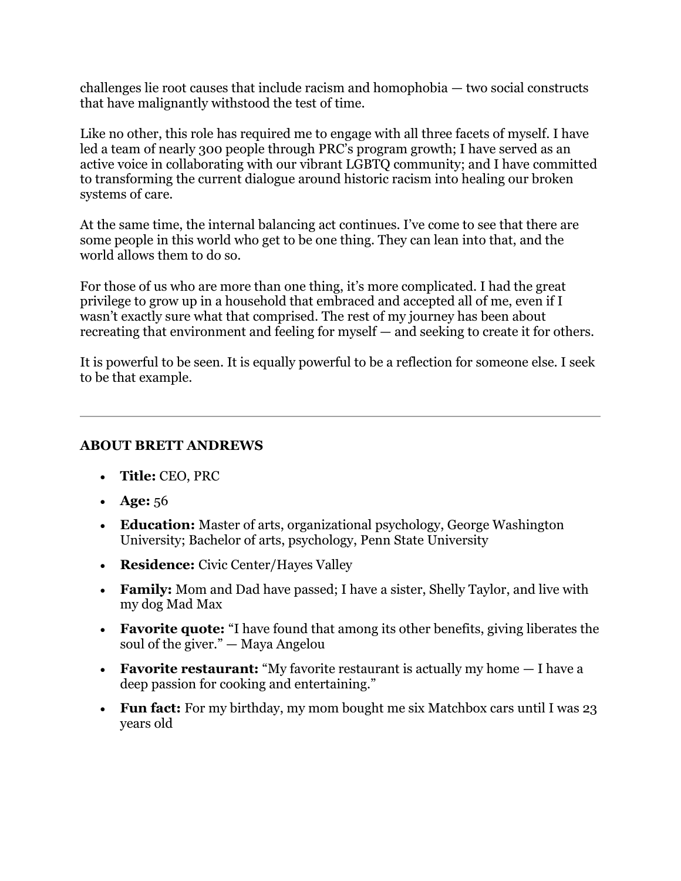challenges lie root causes that include racism and homophobia — two social constructs that have malignantly withstood the test of time.

Like no other, this role has required me to engage with all three facets of myself. I have led a team of nearly 300 people through PRC's program growth; I have served as an active voice in collaborating with our vibrant LGBTQ community; and I have committed to transforming the current dialogue around historic racism into healing our broken systems of care.

At the same time, the internal balancing act continues. I've come to see that there are some people in this world who get to be one thing. They can lean into that, and the world allows them to do so.

For those of us who are more than one thing, it's more complicated. I had the great privilege to grow up in a household that embraced and accepted all of me, even if I wasn't exactly sure what that comprised. The rest of my journey has been about recreating that environment and feeling for myself — and seeking to create it for others.

It is powerful to be seen. It is equally powerful to be a reflection for someone else. I seek to be that example.

---

### ABOUT BRETT ANDREWS

- **Title:** CEO, PRC
- **Age:** 56
- **Education:** Master of arts, organizational psychology, George Washington University; Bachelor of arts, psychology, Penn State University
- **Residence:** Civic Center/Hayes Valley
- **Family:** Mom and Dad have passed; I have a sister, Shelly Taylor, and live with my dog Mad Max
- **Favorite quote:** "I have found that among its other benefits, giving liberates the soul of the giver." — Maya Angelou
- **Favorite restaurant:** "My favorite restaurant is actually my home — I have a deep passion for cooking and entertaining."
- **Fun fact:** For my birthday, my mom bought me six Matchbox cars until I was 23 years old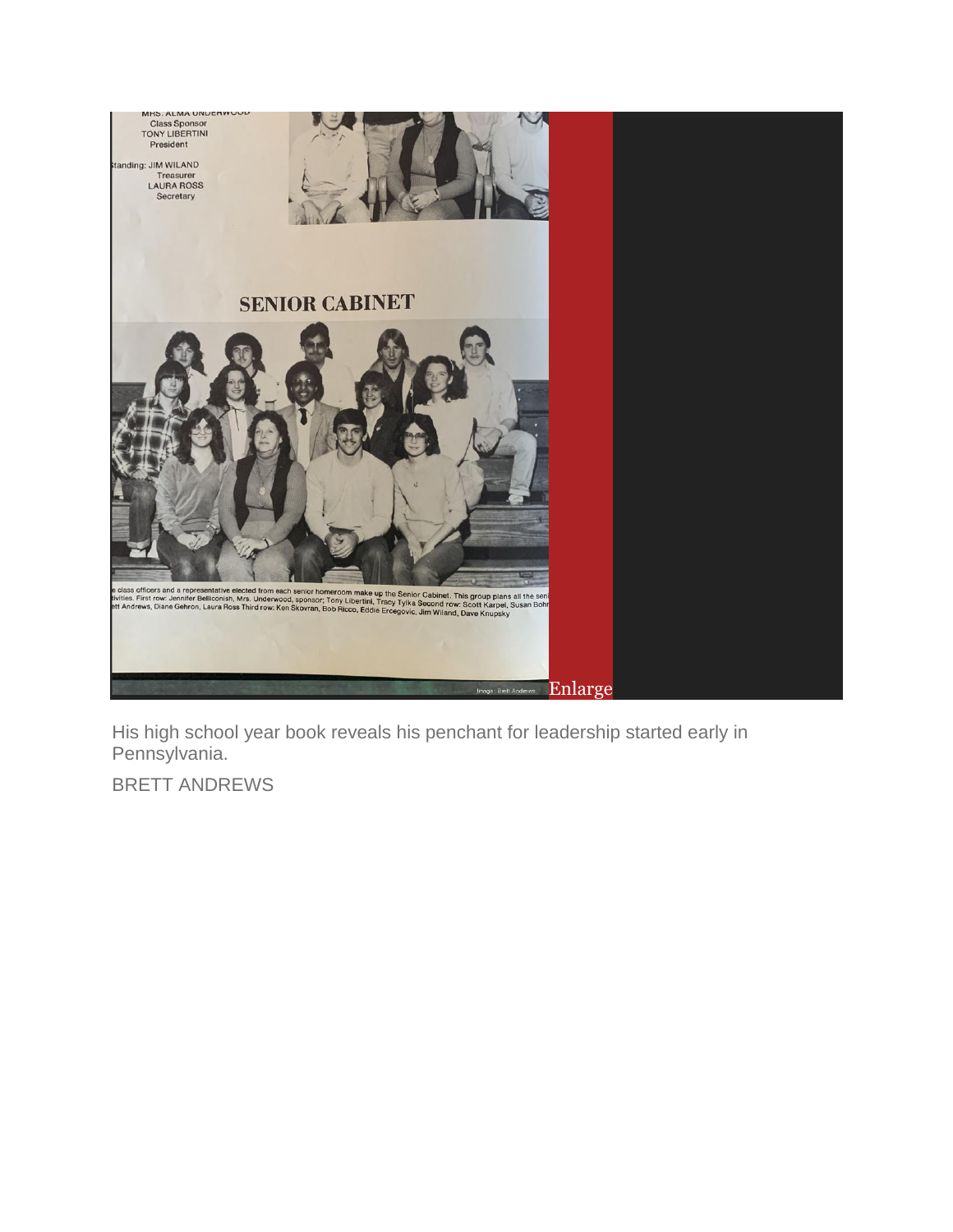His high school year book reveals his penchant for leadership started early in Pennsylvania.

BRETT ANDREWS